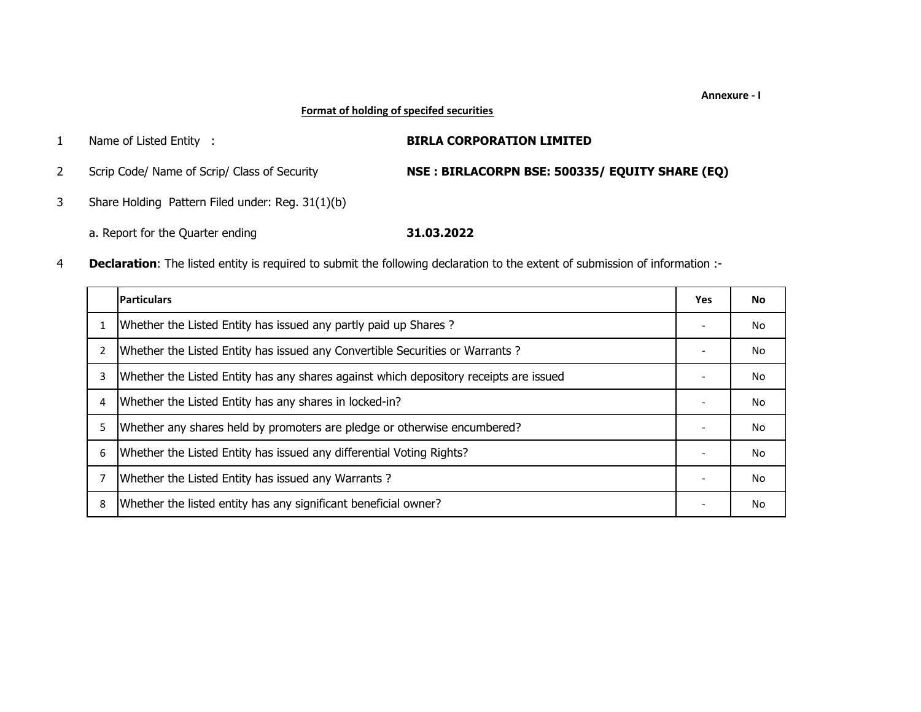**Annexure - I**

**Format of holding of specifed securities**

1. Name of Listed Entity : **BIRLA CORPORATION LIMITED**
2. Scrip Code/ Name of Scrip/ Class of Security **NSE : BIRLACORPN BSE: 500335/ EQUITY SHARE (EQ)**
3. Share Holding Pattern Filed under: Reg. 31(1)(b)

   a. Report for the Quarter ending **31.03.2022**

4. **Declaration**: The listed entity is required to submit the following declaration to the extent of submission of information :-

| | Particulars | Yes | No |
|---|---|---|---|
| 1 | Whether the Listed Entity has issued any partly paid up Shares ? | - | No |
| 2 | Whether the Listed Entity has issued any Convertible Securities or Warrants ? | - | No |
| 3 | Whether the Listed Entity has any shares against which depository receipts are issued | - | No |
| 4 | Whether the Listed Entity has any shares in locked-in? | - | No |
| 5 | Whether any shares held by promoters are pledge or otherwise encumbered? | - | No |
| 6 | Whether the Listed Entity has issued any differential Voting Rights? | - | No |
| 7 | Whether the Listed Entity has issued any Warrants ? | - | No |
| 8 | Whether the listed entity has any significant beneficial owner? | - | No |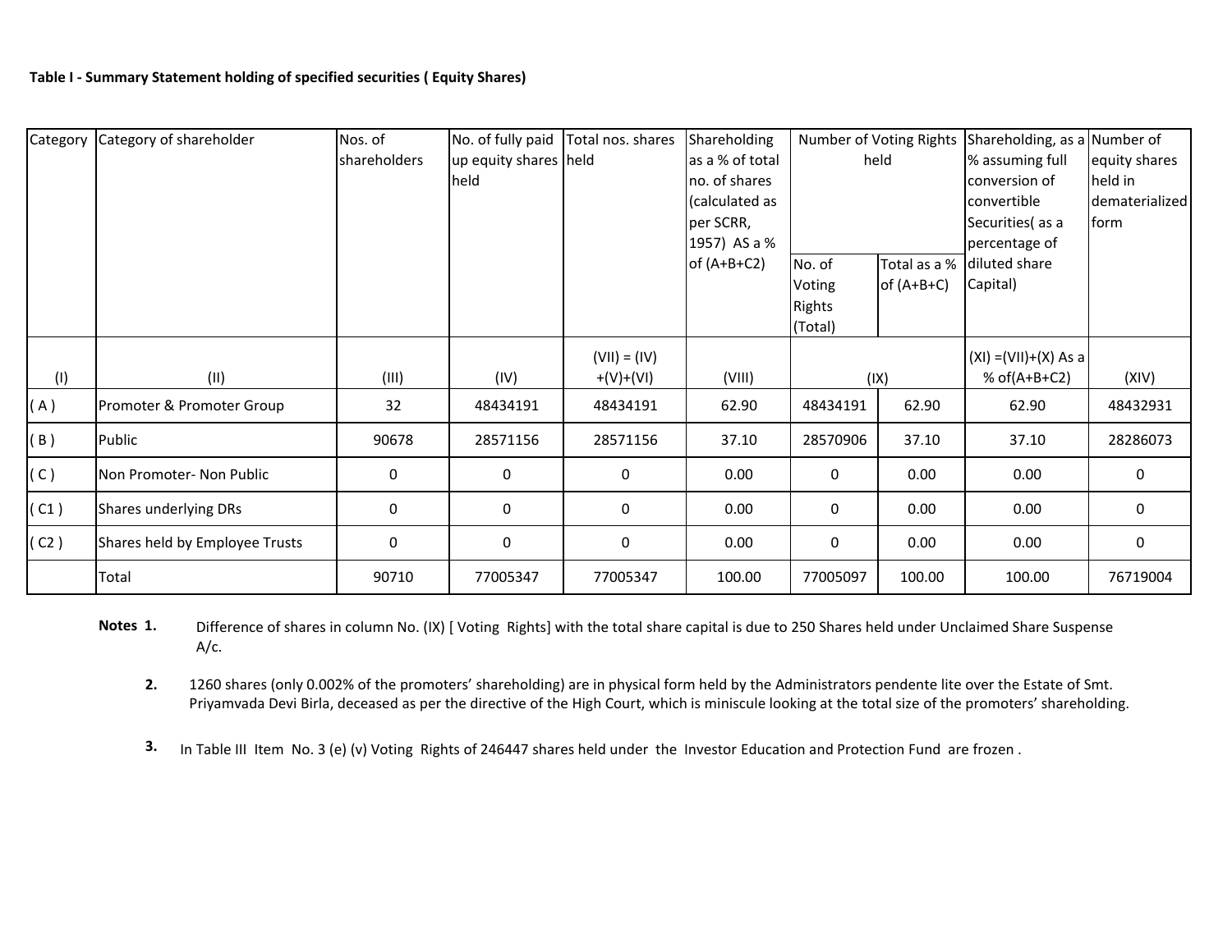**Table I - Summary Statement holding of specified securities ( Equity Shares)**

| Category | Category of shareholder | Nos. of shareholders | No. of fully paid up equity shares held | Total nos. shares held | Shareholding as a % of total no. of shares (calculated as per SCRR, 1957) AS a % of (A+B+C2) | Number of Voting Rights held | | Shareholding, as a % assuming full conversion of convertible Securities( as a percentage of diluted share Capital) | Number of equity shares held in dematerialized form |
|---|---|---|---|---|---|---|---|---|---|
| | | | | | | No. of Voting Rights (Total) | Total as a % of (A+B+C) | | |
| (I) | (II) | (III) | (IV) | (VII) = (IV) +(V)+(VI) | (VIII) | (IX) | | (XI) =(VII)+(X) As a % of(A+B+C2) | (XIV) |
| ( A ) | Promoter & Promoter Group | 32 | 48434191 | 48434191 | 62.90 | 48434191 | 62.90 | 62.90 | 48432931 |
| ( B ) | Public | 90678 | 28571156 | 28571156 | 37.10 | 28570906 | 37.10 | 37.10 | 28286073 |
| ( C ) | Non Promoter- Non Public | 0 | 0 | 0 | 0.00 | 0 | 0.00 | 0.00 | 0 |
| ( C1 ) | Shares underlying DRs | 0 | 0 | 0 | 0.00 | 0 | 0.00 | 0.00 | 0 |
| ( C2 ) | Shares held by Employee Trusts | 0 | 0 | 0 | 0.00 | 0 | 0.00 | 0.00 | 0 |
| | Total | 90710 | 77005347 | 77005347 | 100.00 | 77005097 | 100.00 | 100.00 | 76719004 |

**Notes 1.** Difference of shares in column No. (IX) [ Voting Rights] with the total share capital is due to 250 Shares held under Unclaimed Share Suspense A/c.

**2.** 1260 shares (only 0.002% of the promoters' shareholding) are in physical form held by the Administrators pendente lite over the Estate of Smt. Priyamvada Devi Birla, deceased as per the directive of the High Court, which is miniscule looking at the total size of the promoters' shareholding.

**3.** In Table III Item No. 3 (e) (v) Voting Rights of 246447 shares held under the Investor Education and Protection Fund are frozen .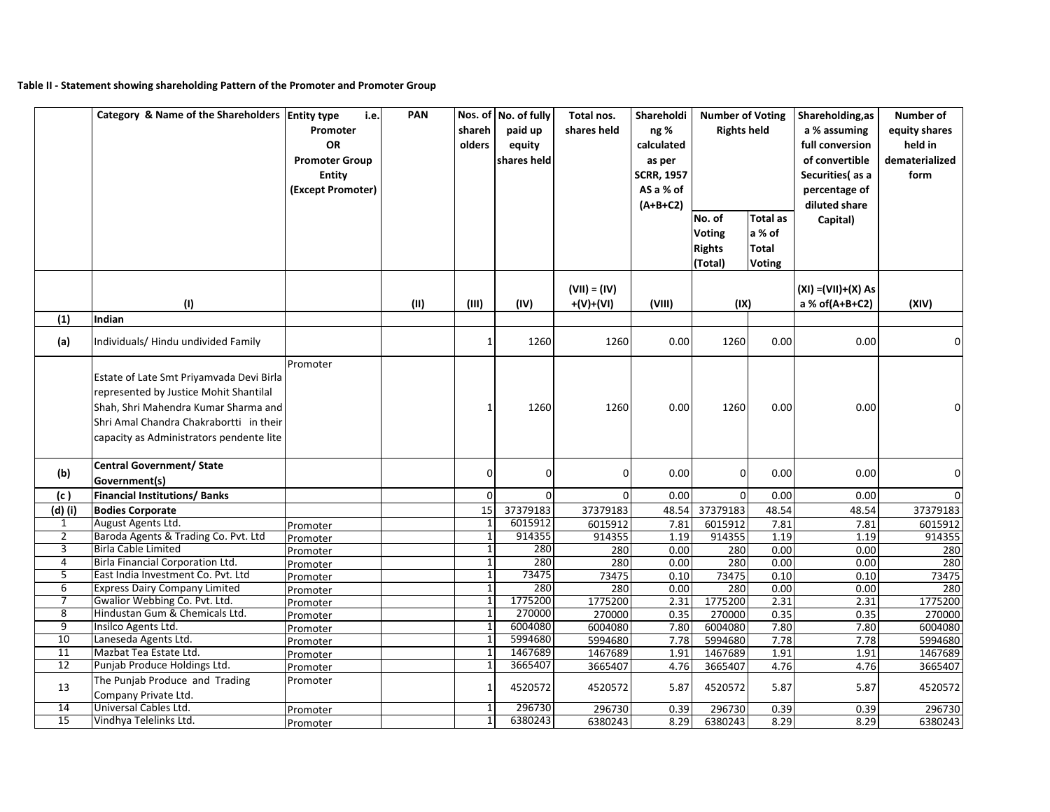**Table II - Statement showing shareholding Pattern of the Promoter and Promoter Group**

| | Category & Name of the Shareholders | Entity type i.e. Promoter OR Promoter Group Entity (Except Promoter) | PAN | Nos. of shareholders | No. of fully paid up equity shares held | Total nos. shares held | Shareholding % calculated as per SCRR, 1957 AS a % of (A+B+C2) | Number of Voting Rights held | | Shareholding,as a % assuming full conversion of convertible Securities( as a percentage of diluted share Capital) | Number of equity shares held in dematerialized form |
|---|---|---|---|---|---|---|---|---|---|---|---|
| | | | | | | | | No. of Voting Rights (Total) | Total as a % of Total Voting | | |
| | (I) | | (II) | (III) | (IV) | (VII) = (IV) +(V)+(VI) | (VIII) | (IX) | | (XI) =(VII)+(X) As a % of(A+B+C2) | (XIV) |
| (1) | **Indian** | | | | | | | | | | |
| (a) | Individuals/ Hindu undivided Family | | | 1 | 1260 | 1260 | 0.00 | 1260 | 0.00 | 0.00 | 0 |
| | Estate of Late Smt Priyamvada Devi Birla represented by Justice Mohit Shantilal Shah, Shri Mahendra Kumar Sharma and Shri Amal Chandra Chakrabortti in their capacity as Administrators pendente lite | Promoter | | 1 | 1260 | 1260 | 0.00 | 1260 | 0.00 | 0.00 | 0 |
| (b) | **Central Government/ State Government(s)** | | | 0 | 0 | 0 | 0.00 | 0 | 0.00 | 0.00 | 0 |
| (c ) | **Financial Institutions/ Banks** | | | 0 | 0 | 0 | 0.00 | 0 | 0.00 | 0.00 | 0 |
| (d) (i) | **Bodies Corporate** | | | 15 | 37379183 | 37379183 | 48.54 | 37379183 | 48.54 | 48.54 | 37379183 |
| 1 | August Agents Ltd. | Promoter | | 1 | 6015912 | 6015912 | 7.81 | 6015912 | 7.81 | 7.81 | 6015912 |
| 2 | Baroda Agents & Trading Co. Pvt. Ltd | Promoter | | 1 | 914355 | 914355 | 1.19 | 914355 | 1.19 | 1.19 | 914355 |
| 3 | Birla Cable Limited | Promoter | | 1 | 280 | 280 | 0.00 | 280 | 0.00 | 0.00 | 280 |
| 4 | Birla Financial Corporation Ltd. | Promoter | | 1 | 280 | 280 | 0.00 | 280 | 0.00 | 0.00 | 280 |
| 5 | East India Investment Co. Pvt. Ltd | Promoter | | 1 | 73475 | 73475 | 0.10 | 73475 | 0.10 | 0.10 | 73475 |
| 6 | Express Dairy Company Limited | Promoter | | 1 | 280 | 280 | 0.00 | 280 | 0.00 | 0.00 | 280 |
| 7 | Gwalior Webbing Co. Pvt. Ltd. | Promoter | | 1 | 1775200 | 1775200 | 2.31 | 1775200 | 2.31 | 2.31 | 1775200 |
| 8 | Hindustan Gum & Chemicals Ltd. | Promoter | | 1 | 270000 | 270000 | 0.35 | 270000 | 0.35 | 0.35 | 270000 |
| 9 | Insilco Agents Ltd. | Promoter | | 1 | 6004080 | 6004080 | 7.80 | 6004080 | 7.80 | 7.80 | 6004080 |
| 10 | Laneseda Agents Ltd. | Promoter | | 1 | 5994680 | 5994680 | 7.78 | 5994680 | 7.78 | 7.78 | 5994680 |
| 11 | Mazbat Tea Estate Ltd. | Promoter | | 1 | 1467689 | 1467689 | 1.91 | 1467689 | 1.91 | 1.91 | 1467689 |
| 12 | Punjab Produce Holdings Ltd. | Promoter | | 1 | 3665407 | 3665407 | 4.76 | 3665407 | 4.76 | 4.76 | 3665407 |
| 13 | The Punjab Produce and Trading Company Private Ltd. | Promoter | | 1 | 4520572 | 4520572 | 5.87 | 4520572 | 5.87 | 5.87 | 4520572 |
| 14 | Universal Cables Ltd. | Promoter | | 1 | 296730 | 296730 | 0.39 | 296730 | 0.39 | 0.39 | 296730 |
| 15 | Vindhya Telelinks Ltd. | Promoter | | 1 | 6380243 | 6380243 | 8.29 | 6380243 | 8.29 | 8.29 | 6380243 |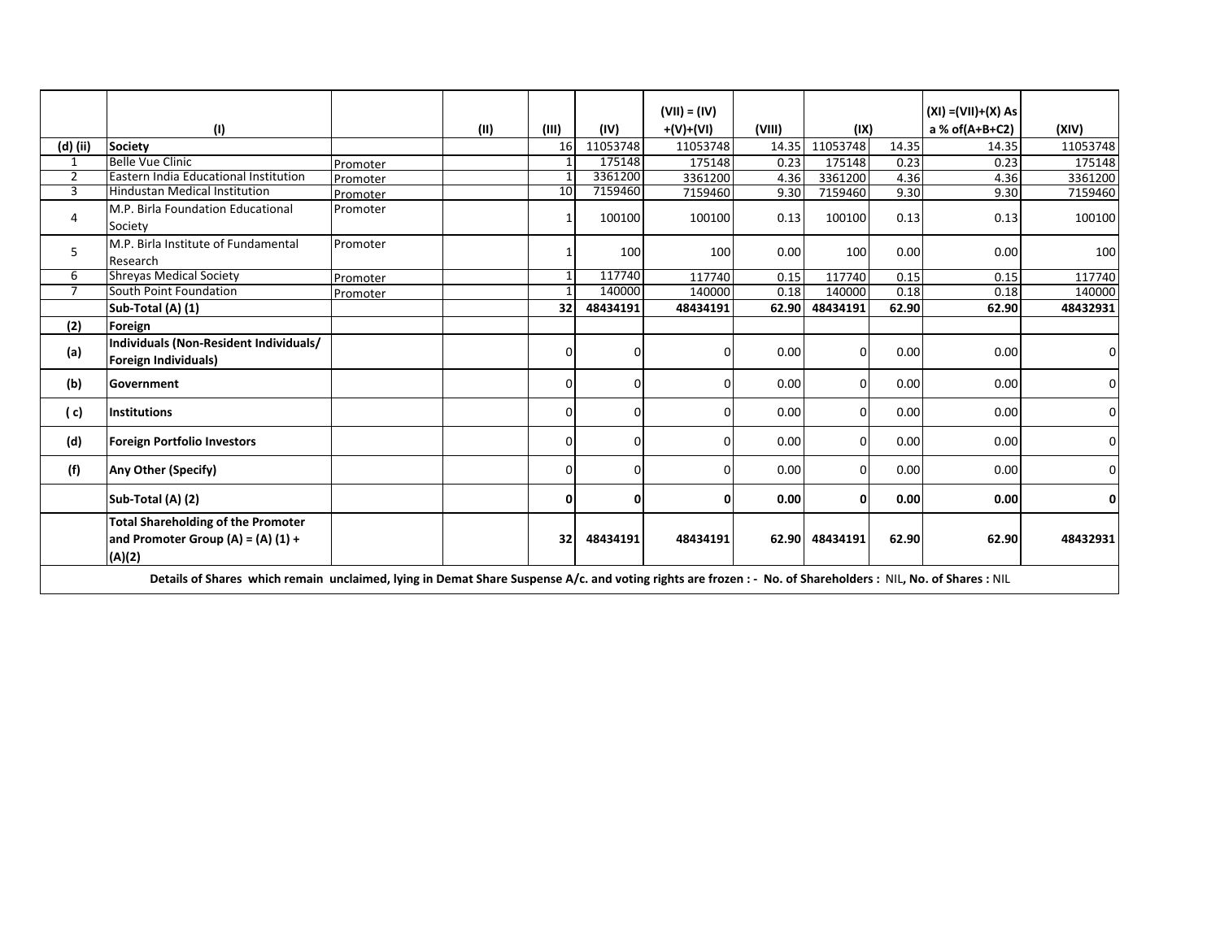| | (I) | | (II) | (III) | (IV) | (VII) = (IV) +(V)+(VI) | (VIII) | (IX) | | (XI) =(VII)+(X) As a % of(A+B+C2) | (XIV) |
|---|---|---|---|---|---|---|---|---|---|---|---|
| (d) (ii) | **Society** | | | 16 | 11053748 | 11053748 | 14.35 | 11053748 | 14.35 | 14.35 | 11053748 |
| 1 | Belle Vue Clinic | Promoter | | 1 | 175148 | 175148 | 0.23 | 175148 | 0.23 | 0.23 | 175148 |
| 2 | Eastern India Educational Institution | Promoter | | 1 | 3361200 | 3361200 | 4.36 | 3361200 | 4.36 | 4.36 | 3361200 |
| 3 | Hindustan Medical Institution | Promoter | | 10 | 7159460 | 7159460 | 9.30 | 7159460 | 9.30 | 9.30 | 7159460 |
| 4 | M.P. Birla Foundation Educational Society | Promoter | | 1 | 100100 | 100100 | 0.13 | 100100 | 0.13 | 0.13 | 100100 |
| 5 | M.P. Birla Institute of Fundamental Research | Promoter | | 1 | 100 | 100 | 0.00 | 100 | 0.00 | 0.00 | 100 |
| 6 | Shreyas Medical Society | Promoter | | 1 | 117740 | 117740 | 0.15 | 117740 | 0.15 | 0.15 | 117740 |
| 7 | South Point Foundation | Promoter | | 1 | 140000 | 140000 | 0.18 | 140000 | 0.18 | 0.18 | 140000 |
| | **Sub-Total (A) (1)** | | | **32** | **48434191** | **48434191** | **62.90** | **48434191** | **62.90** | **62.90** | **48432931** |
| **(2)** | **Foreign** | | | | | | | | | | |
| **(a)** | **Individuals (Non-Resident Individuals/ Foreign Individuals)** | | | 0 | 0 | 0 | 0.00 | 0 | 0.00 | 0.00 | 0 |
| **(b)** | **Government** | | | 0 | 0 | 0 | 0.00 | 0 | 0.00 | 0.00 | 0 |
| **( c)** | **Institutions** | | | 0 | 0 | 0 | 0.00 | 0 | 0.00 | 0.00 | 0 |
| **(d)** | **Foreign Portfolio Investors** | | | 0 | 0 | 0 | 0.00 | 0 | 0.00 | 0.00 | 0 |
| **(f)** | **Any Other (Specify)** | | | 0 | 0 | 0 | 0.00 | 0 | 0.00 | 0.00 | 0 |
| | **Sub-Total (A) (2)** | | | **0** | **0** | **0** | **0.00** | **0** | **0.00** | **0.00** | **0** |
| | **Total Shareholding of the Promoter and Promoter Group (A) = (A) (1) + (A)(2)** | | | **32** | **48434191** | **48434191** | **62.90** | **48434191** | **62.90** | **62.90** | **48432931** |

**Details of Shares which remain unclaimed, lying in Demat Share Suspense A/c. and voting rights are frozen : - No. of Shareholders :** NIL**, No. of Shares :** NIL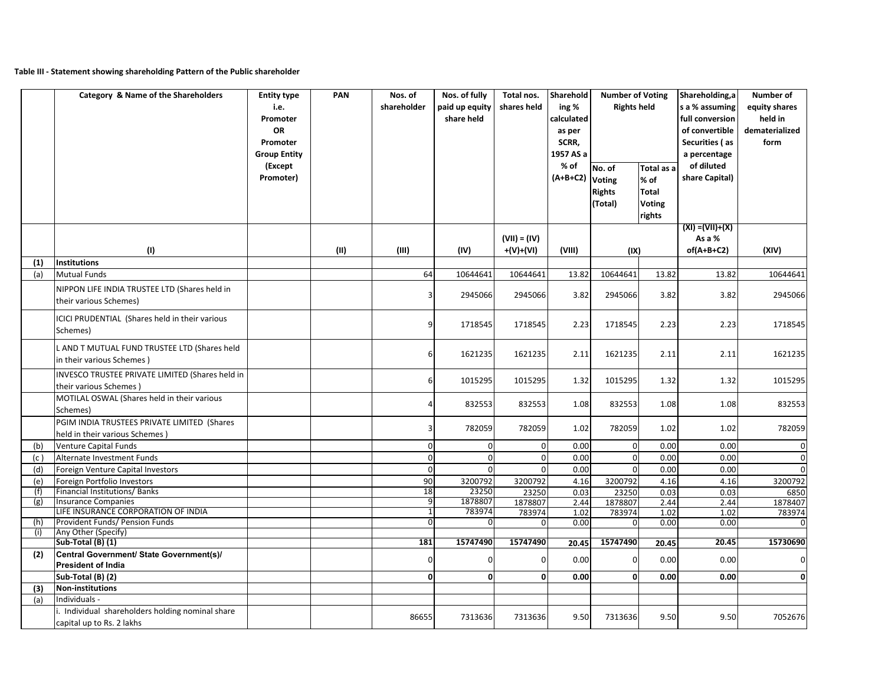**Table III - Statement showing shareholding Pattern of the Public shareholder**

| | Category & Name of the Shareholders | Entity type i.e. Promoter OR Promoter Group Entity (Except Promoter) | PAN | Nos. of shareholder | Nos. of fully paid up equity share held | Total nos. shares held | Shareholding % calculated as per SCRR, 1957 AS a % of (A+B+C2) | Number of Voting Rights held | | Shareholding,as a % assuming full conversion of convertible Securities ( as a percentage of diluted share Capital) | Number of equity shares held in dematerialized form |
|---|---|---|---|---|---|---|---|---|---|---|---|
| | | | | | | | | No. of Voting Rights (Total) | Total as a % of Total Voting rights | | |
| | (I) | | (II) | (III) | (IV) | (VII) = (IV) +(V)+(VI) | (VIII) | (IX) | | (XI) =(VII)+(X) As a % of(A+B+C2) | (XIV) |
| (1) | Institutions | | | | | | | | | | |
| (a) | Mutual Funds | | | 64 | 10644641 | 10644641 | 13.82 | 10644641 | 13.82 | 13.82 | 10644641 |
| | NIPPON LIFE INDIA TRUSTEE LTD (Shares held in their various Schemes) | | | 3 | 2945066 | 2945066 | 3.82 | 2945066 | 3.82 | 3.82 | 2945066 |
| | ICICI PRUDENTIAL (Shares held in their various Schemes) | | | 9 | 1718545 | 1718545 | 2.23 | 1718545 | 2.23 | 2.23 | 1718545 |
| | L AND T MUTUAL FUND TRUSTEE LTD (Shares held in their various Schemes ) | | | 6 | 1621235 | 1621235 | 2.11 | 1621235 | 2.11 | 2.11 | 1621235 |
| | INVESCO TRUSTEE PRIVATE LIMITED (Shares held in their various Schemes ) | | | 6 | 1015295 | 1015295 | 1.32 | 1015295 | 1.32 | 1.32 | 1015295 |
| | MOTILAL OSWAL (Shares held in their various Schemes) | | | 4 | 832553 | 832553 | 1.08 | 832553 | 1.08 | 1.08 | 832553 |
| | PGIM INDIA TRUSTEES PRIVATE LIMITED (Shares held in their various Schemes ) | | | 3 | 782059 | 782059 | 1.02 | 782059 | 1.02 | 1.02 | 782059 |
| (b) | Venture Capital Funds | | | 0 | 0 | 0 | 0.00 | 0 | 0.00 | 0.00 | 0 |
| (c ) | Alternate Investment Funds | | | 0 | 0 | 0 | 0.00 | 0 | 0.00 | 0.00 | 0 |
| (d) | Foreign Venture Capital Investors | | | 0 | 0 | 0 | 0.00 | 0 | 0.00 | 0.00 | 0 |
| (e) | Foreign Portfolio Investors | | | 90 | 3200792 | 3200792 | 4.16 | 3200792 | 4.16 | 4.16 | 3200792 |
| (f) | Financial Institutions/ Banks | | | 18 | 23250 | 23250 | 0.03 | 23250 | 0.03 | 0.03 | 6850 |
| (g) | Insurance Companies | | | 9 | 1878807 | 1878807 | 2.44 | 1878807 | 2.44 | 2.44 | 1878407 |
| | LIFE INSURANCE CORPORATION OF INDIA | | | 1 | 783974 | 783974 | 1.02 | 783974 | 1.02 | 1.02 | 783974 |
| (h) | Provident Funds/ Pension Funds | | | 0 | 0 | 0 | 0.00 | 0 | 0.00 | 0.00 | 0 |
| (i) | Any Other (Specify) | | | | | | | | | | |
| | **Sub-Total (B) (1)** | | | **181** | **15747490** | **15747490** | **20.45** | **15747490** | **20.45** | **20.45** | **15730690** |
| (2) | **Central Government/ State Government(s)/ President of India** | | | 0 | 0 | 0 | 0.00 | 0 | 0.00 | 0.00 | 0 |
| | **Sub-Total (B) (2)** | | | **0** | **0** | **0** | **0.00** | **0** | **0.00** | **0.00** | **0** |
| (3) | **Non-institutions** | | | | | | | | | | |
| (a) | Individuals - | | | | | | | | | | |
| | i. Individual shareholders holding nominal share capital up to Rs. 2 lakhs | | | 86655 | 7313636 | 7313636 | 9.50 | 7313636 | 9.50 | 9.50 | 7052676 |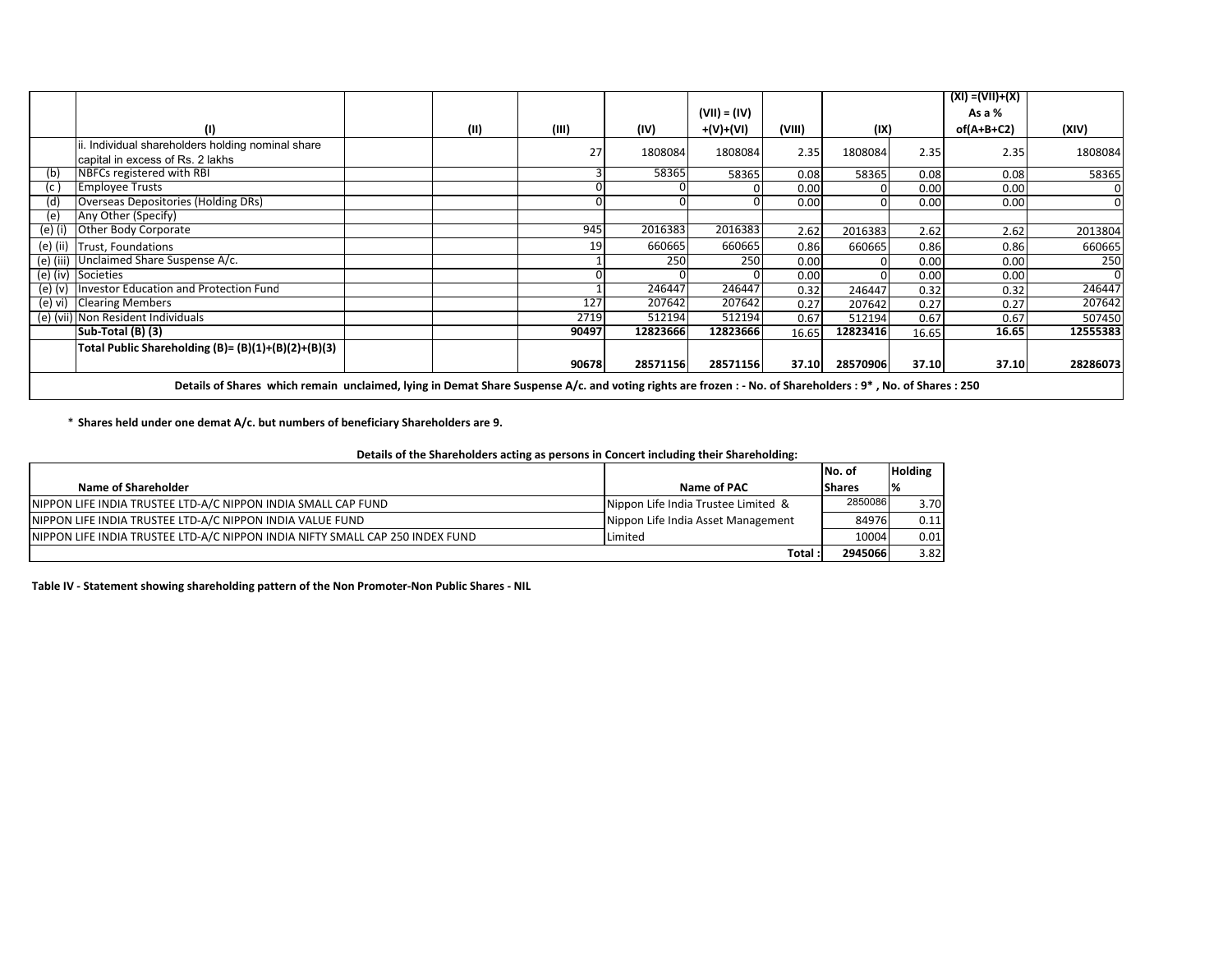| | (I) | | (II) | (III) | (IV) | (VII) = (IV) +(V)+(VI) | (VIII) | (IX) | | (XI) =(VII)+(X) As a % of(A+B+C2) | (XIV) |
|---|---|---|---|---|---|---|---|---|---|---|---|
| | ii. Individual shareholders holding nominal share capital in excess of Rs. 2 lakhs | | | 27 | 1808084 | 1808084 | 2.35 | 1808084 | 2.35 | 2.35 | 1808084 |
| (b) | NBFCs registered with RBI | | | 3 | 58365 | 58365 | 0.08 | 58365 | 0.08 | 0.08 | 58365 |
| (c ) | Employee Trusts | | | 0 | 0 | 0 | 0.00 | 0 | 0.00 | 0.00 | 0 |
| (d) | Overseas Depositories (Holding DRs) | | | 0 | 0 | 0 | 0.00 | 0 | 0.00 | 0.00 | 0 |
| (e) | Any Other (Specify) | | | | | | | | | | |
| (e) (i) | Other Body Corporate | | | 945 | 2016383 | 2016383 | 2.62 | 2016383 | 2.62 | 2.62 | 2013804 |
| (e) (ii) | Trust, Foundations | | | 19 | 660665 | 660665 | 0.86 | 660665 | 0.86 | 0.86 | 660665 |
| (e) (iii) | Unclaimed Share Suspense A/c. | | | 1 | 250 | 250 | 0.00 | 0 | 0.00 | 0.00 | 250 |
| (e) (iv) | Societies | | | 0 | 0 | 0 | 0.00 | 0 | 0.00 | 0.00 | 0 |
| (e) (v) | Investor Education and Protection Fund | | | 1 | 246447 | 246447 | 0.32 | 246447 | 0.32 | 0.32 | 246447 |
| (e) vi) | Clearing Members | | | 127 | 207642 | 207642 | 0.27 | 207642 | 0.27 | 0.27 | 207642 |
| (e) (vii) | Non Resident Individuals | | | 2719 | 512194 | 512194 | 0.67 | 512194 | 0.67 | 0.67 | 507450 |
| | **Sub-Total (B) (3)** | | | **90497** | **12823666** | **12823666** | 16.65 | **12823416** | 16.65 | **16.65** | **12555383** |
| | **Total Public Shareholding (B)= (B)(1)+(B)(2)+(B)(3)** | | | **90678** | **28571156** | **28571156** | **37.10** | **28570906** | **37.10** | **37.10** | **28286073** |

**Details of Shares which remain unclaimed, lying in Demat Share Suspense A/c. and voting rights are frozen : - No. of Shareholders : 9* , No. of Shares : 250**

\* **Shares held under one demat A/c. but numbers of beneficiary Shareholders are 9.**

**Details of the Shareholders acting as persons in Concert including their Shareholding:**

| Name of Shareholder | Name of PAC | No. of Shares | Holding % |
|---|---|---|---|
| NIPPON LIFE INDIA TRUSTEE LTD-A/C NIPPON INDIA SMALL CAP FUND | Nippon Life India Trustee Limited & | 2850086 | 3.70 |
| NIPPON LIFE INDIA TRUSTEE LTD-A/C NIPPON INDIA VALUE FUND | Nippon Life India Asset Management | 84976 | 0.11 |
| NIPPON LIFE INDIA TRUSTEE LTD-A/C NIPPON INDIA NIFTY SMALL CAP 250 INDEX FUND | Limited | 10004 | 0.01 |
| | **Total :** | **2945066** | 3.82 |

**Table IV - Statement showing shareholding pattern of the Non Promoter-Non Public Shares - NIL**